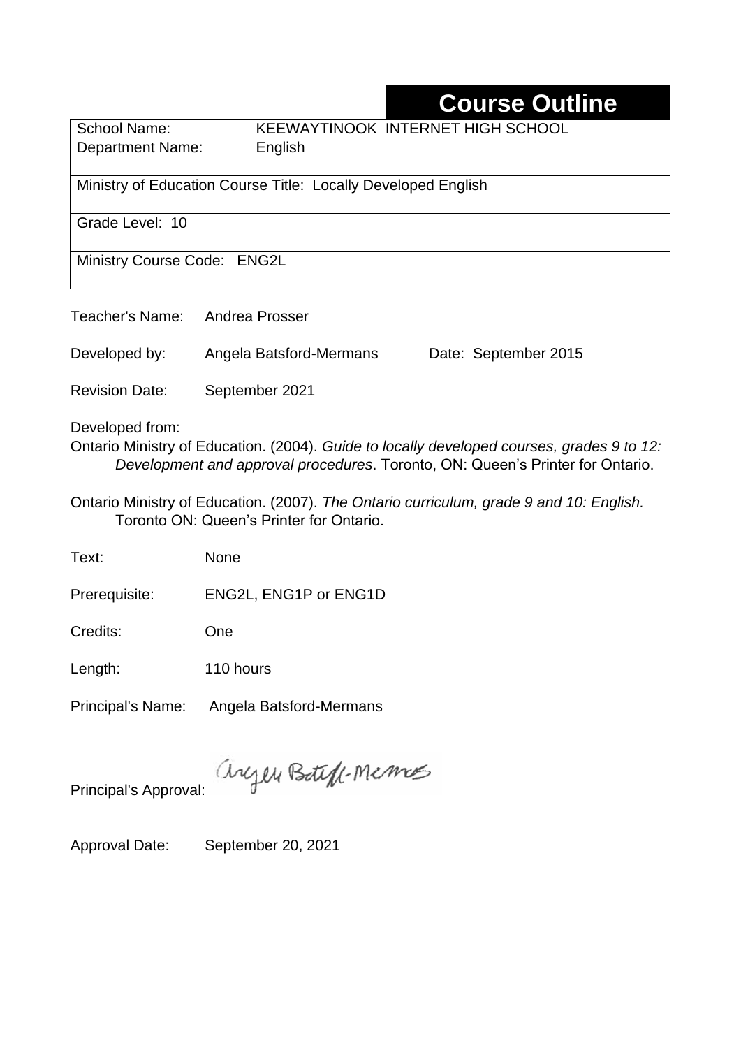# Course Outline

| | |
|---|---|
| School Name: | KEEWAYTINOOK INTERNET HIGH SCHOOL |
| Department Name: | English |
| Ministry of Education Course Title: Locally Developed English | |
| Grade Level: 10 | |
| Ministry Course Code: ENG2L | |

Teacher's Name: Andrea Prosser

Developed by: Angela Batsford-Mermans  Date: September 2015

Revision Date: September 2021

Developed from:

Ontario Ministry of Education. (2004). *Guide to locally developed courses, grades 9 to 12: Development and approval procedures*. Toronto, ON: Queen's Printer for Ontario.

Ontario Ministry of Education. (2007). *The Ontario curriculum, grade 9 and 10: English.* Toronto ON: Queen's Printer for Ontario.

Text: None

Prerequisite: ENG2L, ENG1P or ENG1D

Credits: One

Length: 110 hours

Principal's Name: Angela Batsford-Mermans

Principal's Approval: Angela Batsford-Mermans

Approval Date: September 20, 2021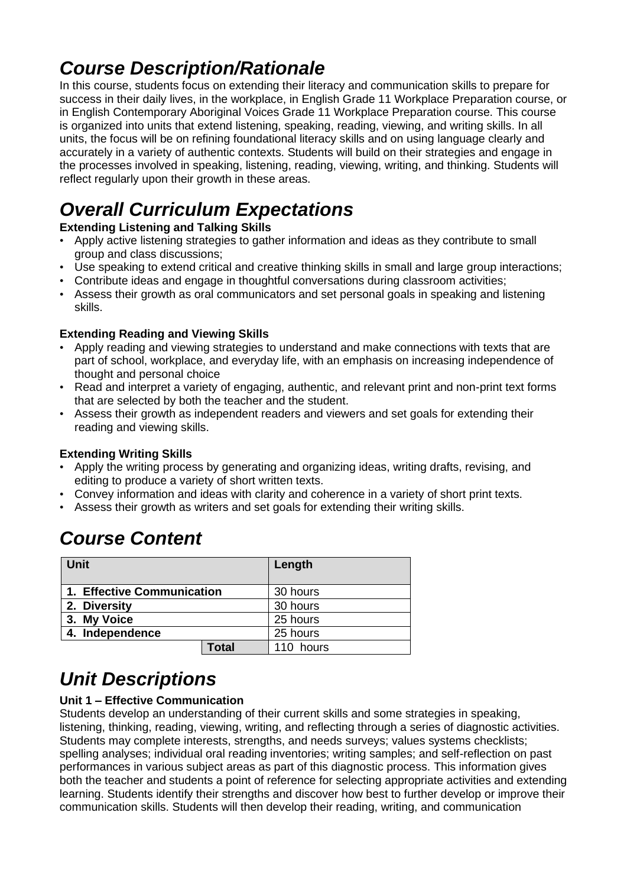## *Course Description/Rationale*

In this course, students focus on extending their literacy and communication skills to prepare for success in their daily lives, in the workplace, in English Grade 11 Workplace Preparation course, or in English Contemporary Aboriginal Voices Grade 11 Workplace Preparation course. This course is organized into units that extend listening, speaking, reading, viewing, and writing skills. In all units, the focus will be on refining foundational literacy skills and on using language clearly and accurately in a variety of authentic contexts. Students will build on their strategies and engage in the processes involved in speaking, listening, reading, viewing, writing, and thinking. Students will reflect regularly upon their growth in these areas.

## *Overall Curriculum Expectations*

**Extending Listening and Talking Skills**

- Apply active listening strategies to gather information and ideas as they contribute to small group and class discussions;
- Use speaking to extend critical and creative thinking skills in small and large group interactions;
- Contribute ideas and engage in thoughtful conversations during classroom activities;
- Assess their growth as oral communicators and set personal goals in speaking and listening skills.

**Extending Reading and Viewing Skills**

- Apply reading and viewing strategies to understand and make connections with texts that are part of school, workplace, and everyday life, with an emphasis on increasing independence of thought and personal choice
- Read and interpret a variety of engaging, authentic, and relevant print and non-print text forms that are selected by both the teacher and the student.
- Assess their growth as independent readers and viewers and set goals for extending their reading and viewing skills.

**Extending Writing Skills**

- Apply the writing process by generating and organizing ideas, writing drafts, revising, and editing to produce a variety of short written texts.
- Convey information and ideas with clarity and coherence in a variety of short print texts.
- Assess their growth as writers and set goals for extending their writing skills.

## *Course Content*

| Unit | | Length |
|---|---|---|
| **1. Effective Communication** | | 30 hours |
| **2. Diversity** | | 30 hours |
| **3. My Voice** | | 25 hours |
| **4. Independence** | | 25 hours |
| | **Total** | 110 hours |

## *Unit Descriptions*

**Unit 1 – Effective Communication**

Students develop an understanding of their current skills and some strategies in speaking, listening, thinking, reading, viewing, writing, and reflecting through a series of diagnostic activities. Students may complete interests, strengths, and needs surveys; values systems checklists; spelling analyses; individual oral reading inventories; writing samples; and self-reflection on past performances in various subject areas as part of this diagnostic process. This information gives both the teacher and students a point of reference for selecting appropriate activities and extending learning. Students identify their strengths and discover how best to further develop or improve their communication skills. Students will then develop their reading, writing, and communication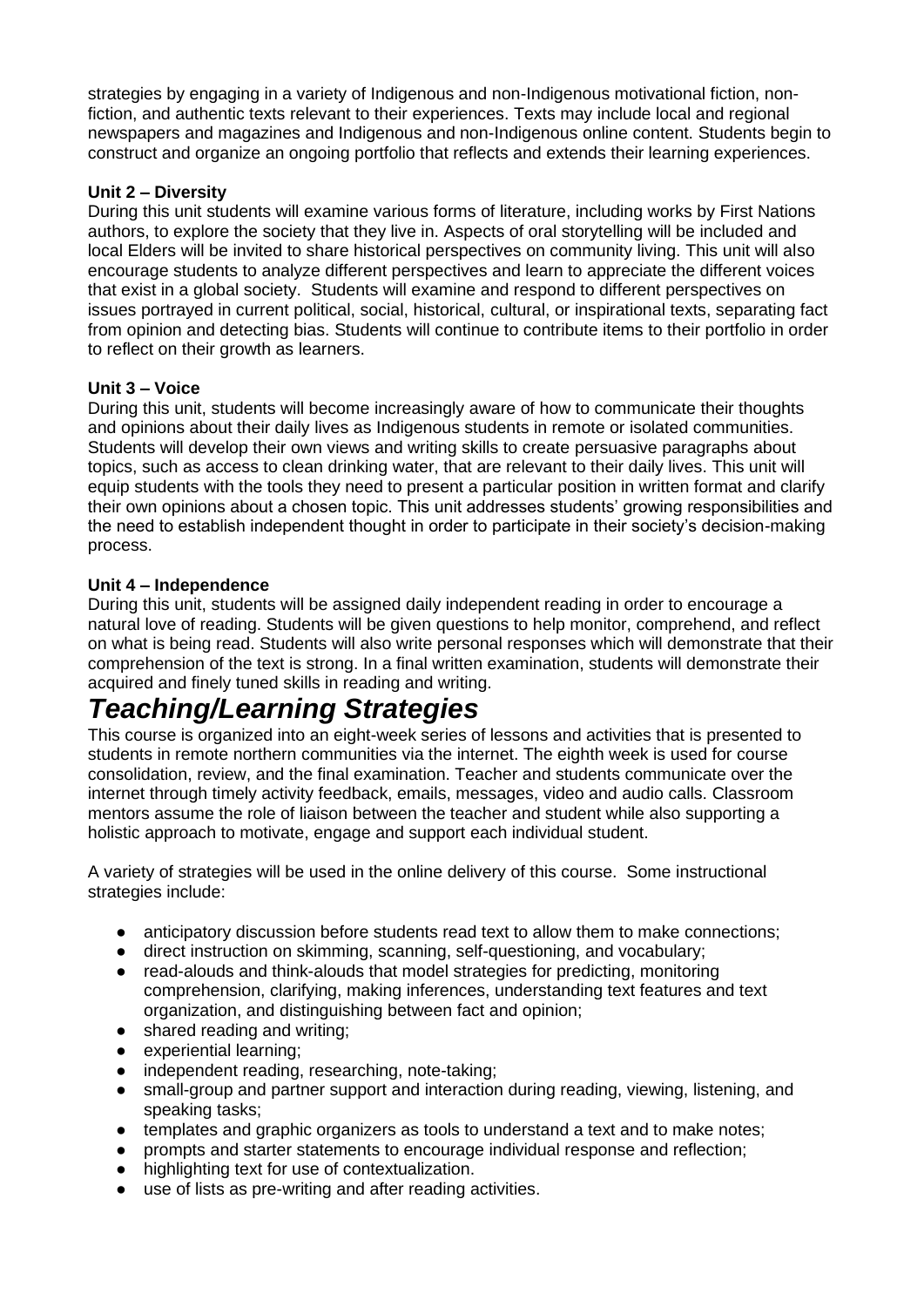strategies by engaging in a variety of Indigenous and non-Indigenous motivational fiction, non-fiction, and authentic texts relevant to their experiences. Texts may include local and regional newspapers and magazines and Indigenous and non-Indigenous online content. Students begin to construct and organize an ongoing portfolio that reflects and extends their learning experiences.

**Unit 2 – Diversity**
During this unit students will examine various forms of literature, including works by First Nations authors, to explore the society that they live in. Aspects of oral storytelling will be included and local Elders will be invited to share historical perspectives on community living. This unit will also encourage students to analyze different perspectives and learn to appreciate the different voices that exist in a global society. Students will examine and respond to different perspectives on issues portrayed in current political, social, historical, cultural, or inspirational texts, separating fact from opinion and detecting bias. Students will continue to contribute items to their portfolio in order to reflect on their growth as learners.

**Unit 3 – Voice**
During this unit, students will become increasingly aware of how to communicate their thoughts and opinions about their daily lives as Indigenous students in remote or isolated communities. Students will develop their own views and writing skills to create persuasive paragraphs about topics, such as access to clean drinking water, that are relevant to their daily lives. This unit will equip students with the tools they need to present a particular position in written format and clarify their own opinions about a chosen topic. This unit addresses students' growing responsibilities and the need to establish independent thought in order to participate in their society's decision-making process.

**Unit 4 – Independence**
During this unit, students will be assigned daily independent reading in order to encourage a natural love of reading. Students will be given questions to help monitor, comprehend, and reflect on what is being read. Students will also write personal responses which will demonstrate that their comprehension of the text is strong. In a final written examination, students will demonstrate their acquired and finely tuned skills in reading and writing.

# *Teaching/Learning Strategies*

This course is organized into an eight-week series of lessons and activities that is presented to students in remote northern communities via the internet. The eighth week is used for course consolidation, review, and the final examination. Teacher and students communicate over the internet through timely activity feedback, emails, messages, video and audio calls. Classroom mentors assume the role of liaison between the teacher and student while also supporting a holistic approach to motivate, engage and support each individual student.

A variety of strategies will be used in the online delivery of this course. Some instructional strategies include:

- anticipatory discussion before students read text to allow them to make connections;
- direct instruction on skimming, scanning, self-questioning, and vocabulary;
- read-alouds and think-alouds that model strategies for predicting, monitoring comprehension, clarifying, making inferences, understanding text features and text organization, and distinguishing between fact and opinion;
- shared reading and writing;
- experiential learning;
- independent reading, researching, note-taking;
- small-group and partner support and interaction during reading, viewing, listening, and speaking tasks;
- templates and graphic organizers as tools to understand a text and to make notes;
- prompts and starter statements to encourage individual response and reflection;
- highlighting text for use of contextualization.
- use of lists as pre-writing and after reading activities.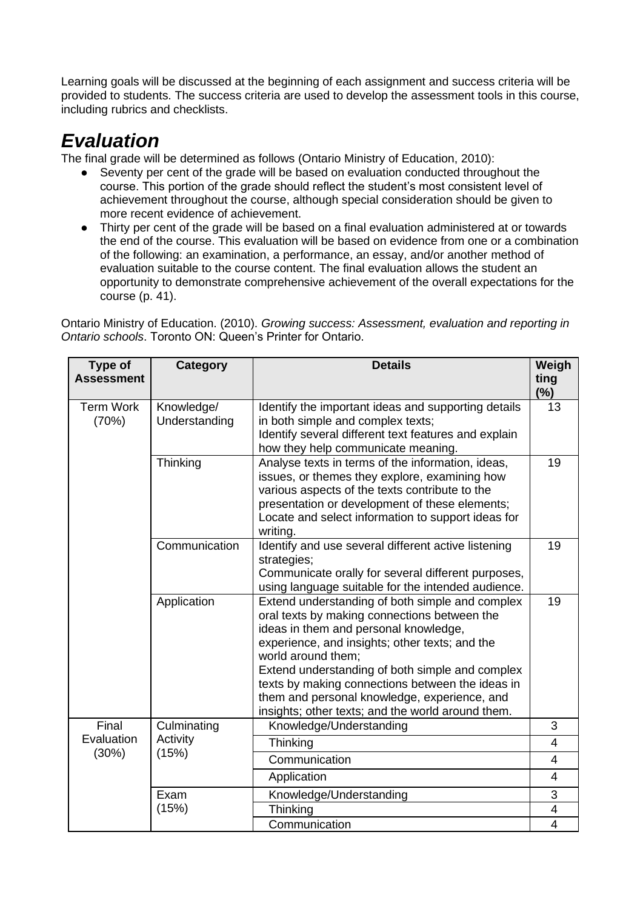Learning goals will be discussed at the beginning of each assignment and success criteria will be provided to students. The success criteria are used to develop the assessment tools in this course, including rubrics and checklists.

# *Evaluation*

The final grade will be determined as follows (Ontario Ministry of Education, 2010):

- Seventy per cent of the grade will be based on evaluation conducted throughout the course. This portion of the grade should reflect the student's most consistent level of achievement throughout the course, although special consideration should be given to more recent evidence of achievement.
- Thirty per cent of the grade will be based on a final evaluation administered at or towards the end of the course. This evaluation will be based on evidence from one or a combination of the following: an examination, a performance, an essay, and/or another method of evaluation suitable to the course content. The final evaluation allows the student an opportunity to demonstrate comprehensive achievement of the overall expectations for the course (p. 41).

Ontario Ministry of Education. (2010). *Growing success: Assessment, evaluation and reporting in Ontario schools*. Toronto ON: Queen's Printer for Ontario.

| Type of Assessment | Category | Details | Weighting (%) |
|---|---|---|---|
| Term Work (70%) | Knowledge/ Understanding | Identify the important ideas and supporting details in both simple and complex texts; Identify several different text features and explain how they help communicate meaning. | 13 |
| | Thinking | Analyse texts in terms of the information, ideas, issues, or themes they explore, examining how various aspects of the texts contribute to the presentation or development of these elements; Locate and select information to support ideas for writing. | 19 |
| | Communication | Identify and use several different active listening strategies; Communicate orally for several different purposes, using language suitable for the intended audience. | 19 |
| | Application | Extend understanding of both simple and complex oral texts by making connections between the ideas in them and personal knowledge, experience, and insights; other texts; and the world around them; Extend understanding of both simple and complex texts by making connections between the ideas in them and personal knowledge, experience, and insights; other texts; and the world around them. | 19 |
| Final Evaluation (30%) | Culminating Activity (15%) | Knowledge/Understanding | 3 |
| | | Thinking | 4 |
| | | Communication | 4 |
| | | Application | 4 |
| | Exam (15%) | Knowledge/Understanding | 3 |
| | | Thinking | 4 |
| | | Communication | 4 |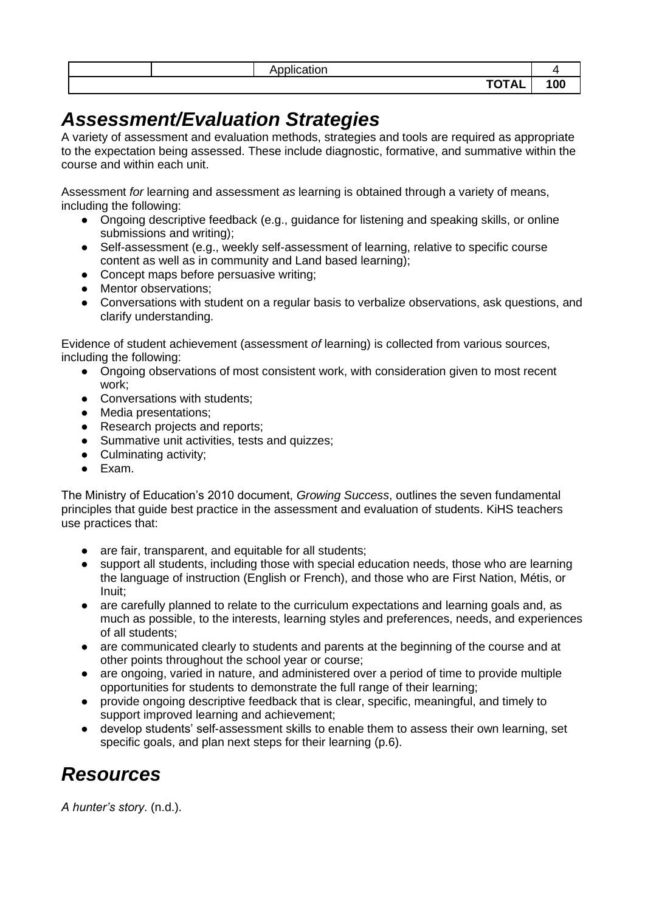| | | Application | 4 |
|---|---|---|---|
| | | **TOTAL** | **100** |

## *Assessment/Evaluation Strategies*

A variety of assessment and evaluation methods, strategies and tools are required as appropriate to the expectation being assessed. These include diagnostic, formative, and summative within the course and within each unit.

Assessment *for* learning and assessment *as* learning is obtained through a variety of means, including the following:

- Ongoing descriptive feedback (e.g., guidance for listening and speaking skills, or online submissions and writing);
- Self-assessment (e.g., weekly self-assessment of learning, relative to specific course content as well as in community and Land based learning);
- Concept maps before persuasive writing;
- Mentor observations;
- Conversations with student on a regular basis to verbalize observations, ask questions, and clarify understanding.

Evidence of student achievement (assessment *of* learning) is collected from various sources, including the following:

- Ongoing observations of most consistent work, with consideration given to most recent work;
- Conversations with students;
- Media presentations;
- Research projects and reports;
- Summative unit activities, tests and quizzes;
- Culminating activity;
- Exam.

The Ministry of Education's 2010 document, *Growing Success*, outlines the seven fundamental principles that guide best practice in the assessment and evaluation of students. KiHS teachers use practices that:

- are fair, transparent, and equitable for all students;
- support all students, including those with special education needs, those who are learning the language of instruction (English or French), and those who are First Nation, Métis, or Inuit;
- are carefully planned to relate to the curriculum expectations and learning goals and, as much as possible, to the interests, learning styles and preferences, needs, and experiences of all students;
- are communicated clearly to students and parents at the beginning of the course and at other points throughout the school year or course;
- are ongoing, varied in nature, and administered over a period of time to provide multiple opportunities for students to demonstrate the full range of their learning;
- provide ongoing descriptive feedback that is clear, specific, meaningful, and timely to support improved learning and achievement;
- develop students' self-assessment skills to enable them to assess their own learning, set specific goals, and plan next steps for their learning (p.6).

## *Resources*

*A hunter's story*. (n.d.).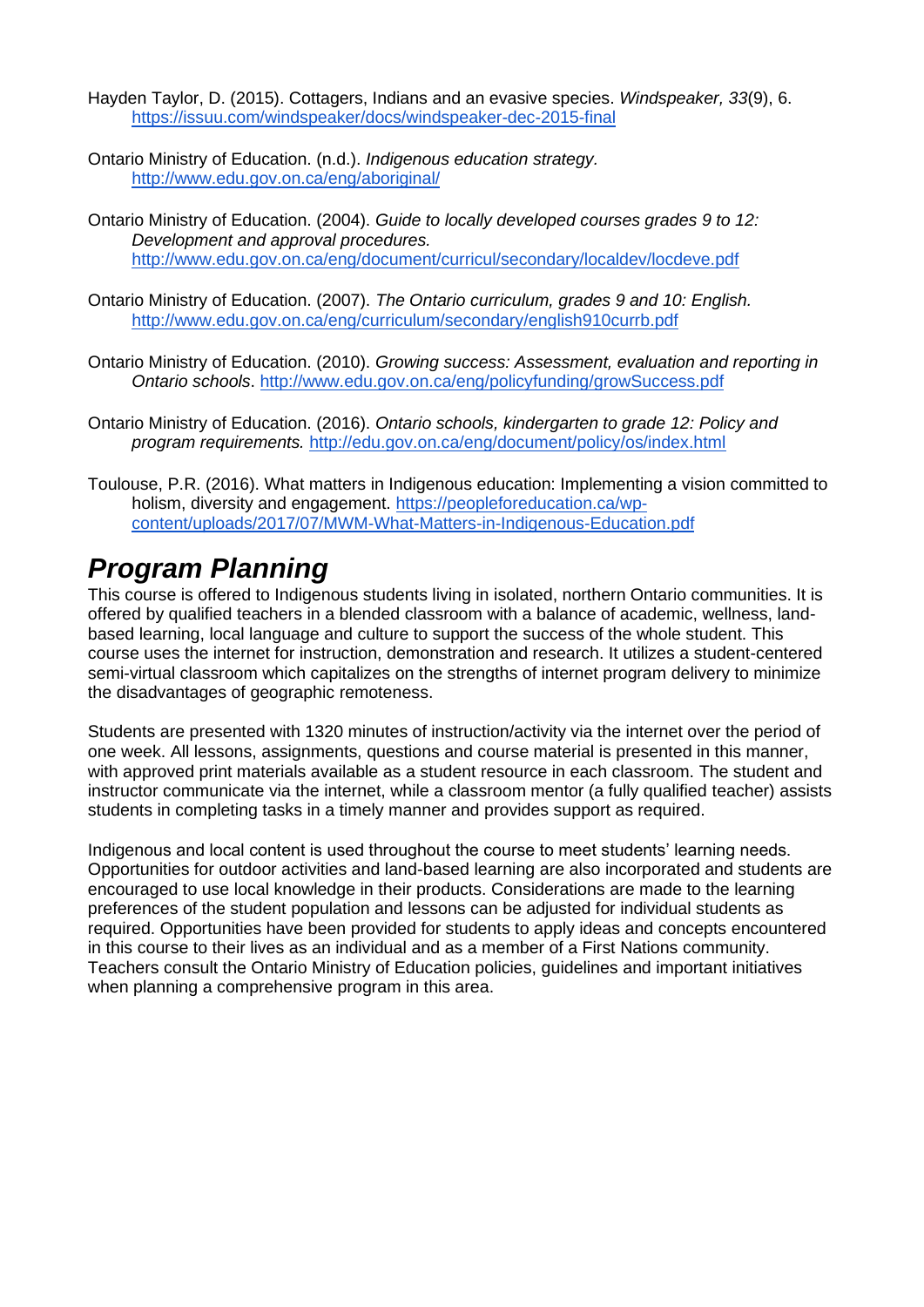Hayden Taylor, D. (2015). Cottagers, Indians and an evasive species. *Windspeaker, 33*(9), 6. https://issuu.com/windspeaker/docs/windspeaker-dec-2015-final

Ontario Ministry of Education. (n.d.). *Indigenous education strategy.* http://www.edu.gov.on.ca/eng/aboriginal/

Ontario Ministry of Education. (2004). *Guide to locally developed courses grades 9 to 12: Development and approval procedures.* http://www.edu.gov.on.ca/eng/document/curricul/secondary/localdev/locdeve.pdf

Ontario Ministry of Education. (2007). *The Ontario curriculum, grades 9 and 10: English.* http://www.edu.gov.on.ca/eng/curriculum/secondary/english910currb.pdf

Ontario Ministry of Education. (2010). *Growing success: Assessment, evaluation and reporting in Ontario schools*. http://www.edu.gov.on.ca/eng/policyfunding/growSuccess.pdf

Ontario Ministry of Education. (2016). *Ontario schools, kindergarten to grade 12: Policy and program requirements.* http://edu.gov.on.ca/eng/document/policy/os/index.html

Toulouse, P.R. (2016). What matters in Indigenous education: Implementing a vision committed to holism, diversity and engagement. https://peopleforeducation.ca/wp-content/uploads/2017/07/MWM-What-Matters-in-Indigenous-Education.pdf

## ***Program Planning***

This course is offered to Indigenous students living in isolated, northern Ontario communities. It is offered by qualified teachers in a blended classroom with a balance of academic, wellness, land-based learning, local language and culture to support the success of the whole student. This course uses the internet for instruction, demonstration and research. It utilizes a student-centered semi-virtual classroom which capitalizes on the strengths of internet program delivery to minimize the disadvantages of geographic remoteness.

Students are presented with 1320 minutes of instruction/activity via the internet over the period of one week. All lessons, assignments, questions and course material is presented in this manner, with approved print materials available as a student resource in each classroom. The student and instructor communicate via the internet, while a classroom mentor (a fully qualified teacher) assists students in completing tasks in a timely manner and provides support as required.

Indigenous and local content is used throughout the course to meet students' learning needs. Opportunities for outdoor activities and land-based learning are also incorporated and students are encouraged to use local knowledge in their products. Considerations are made to the learning preferences of the student population and lessons can be adjusted for individual students as required. Opportunities have been provided for students to apply ideas and concepts encountered in this course to their lives as an individual and as a member of a First Nations community. Teachers consult the Ontario Ministry of Education policies, guidelines and important initiatives when planning a comprehensive program in this area.